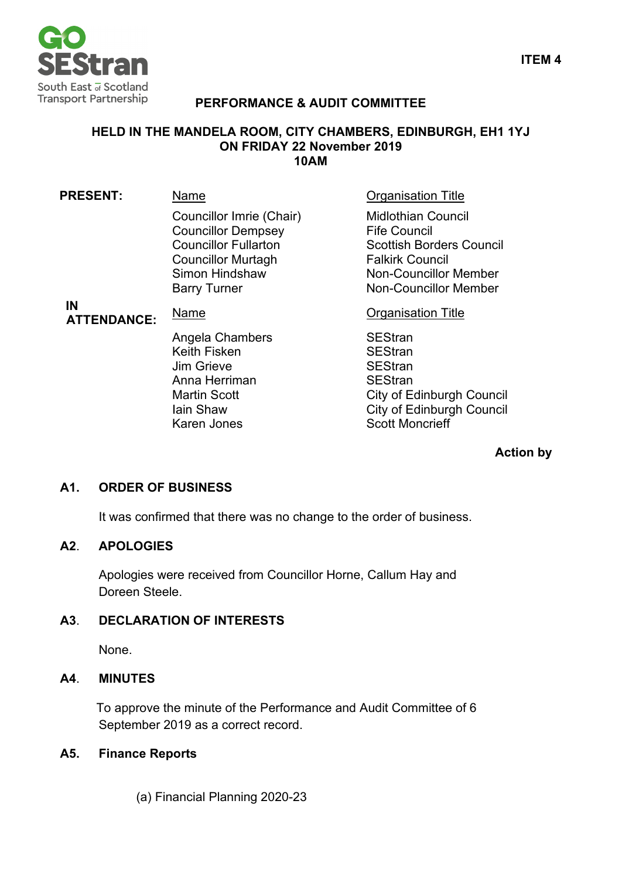ITEM 4

# PERFORMANCE & AUDIT COMMITTEE

**HELD IN THE MANDELA ROOM, CITY CHAMBERS, EDINBURGH, EH1 1YJ**
**ON FRIDAY 22 November 2019**
**10AM**

**PRESENT:**

| Name | Organisation Title |
| --- | --- |
| Councillor Imrie (Chair) | Midlothian Council |
| Councillor Dempsey | Fife Council |
| Councillor Fullarton | Scottish Borders Council |
| Councillor Murtagh | Falkirk Council |
| Simon Hindshaw | Non-Councillor Member |
| Barry Turner | Non-Councillor Member |

**IN ATTENDANCE:**

| Name | Organisation Title |
| --- | --- |
| Angela Chambers | SEStran |
| Keith Fisken | SEStran |
| Jim Grieve | SEStran |
| Anna Herriman | SEStran |
| Martin Scott | City of Edinburgh Council |
| Iain Shaw | City of Edinburgh Council |
| Karen Jones | Scott Moncrieff |

**Action by**

## A1. ORDER OF BUSINESS

It was confirmed that there was no change to the order of business.

## A2. APOLOGIES

Apologies were received from Councillor Horne, Callum Hay and Doreen Steele.

## A3. DECLARATION OF INTERESTS

None.

## A4. MINUTES

To approve the minute of the Performance and Audit Committee of 6 September 2019 as a correct record.

## A5. Finance Reports

(a) Financial Planning 2020-23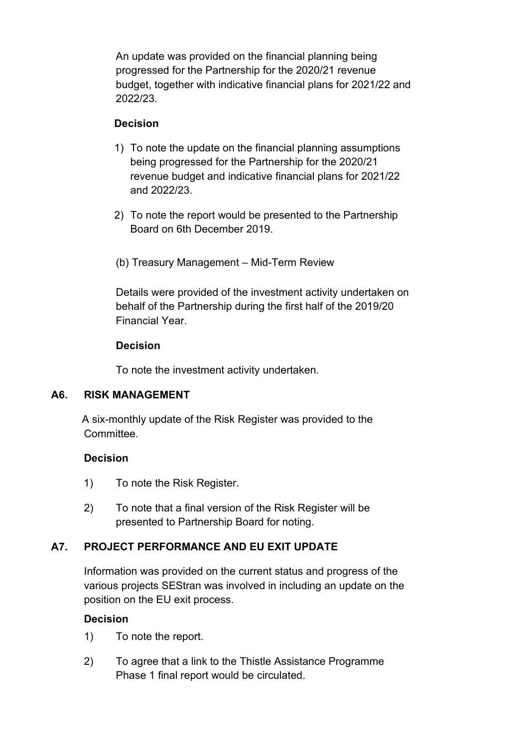An update was provided on the financial planning being progressed for the Partnership for the 2020/21 revenue budget, together with indicative financial plans for 2021/22 and 2022/23.

**Decision**

1) To note the update on the financial planning assumptions being progressed for the Partnership for the 2020/21 revenue budget and indicative financial plans for 2021/22 and 2022/23.
2) To note the report would be presented to the Partnership Board on 6th December 2019.

(b) Treasury Management – Mid-Term Review

Details were provided of the investment activity undertaken on behalf of the Partnership during the first half of the 2019/20 Financial Year.

**Decision**

To note the investment activity undertaken.

## A6. RISK MANAGEMENT

A six-monthly update of the Risk Register was provided to the Committee.

**Decision**

1) To note the Risk Register.
2) To note that a final version of the Risk Register will be presented to Partnership Board for noting.

## A7. PROJECT PERFORMANCE AND EU EXIT UPDATE

Information was provided on the current status and progress of the various projects SEStran was involved in including an update on the position on the EU exit process.

**Decision**

1) To note the report.
2) To agree that a link to the Thistle Assistance Programme Phase 1 final report would be circulated.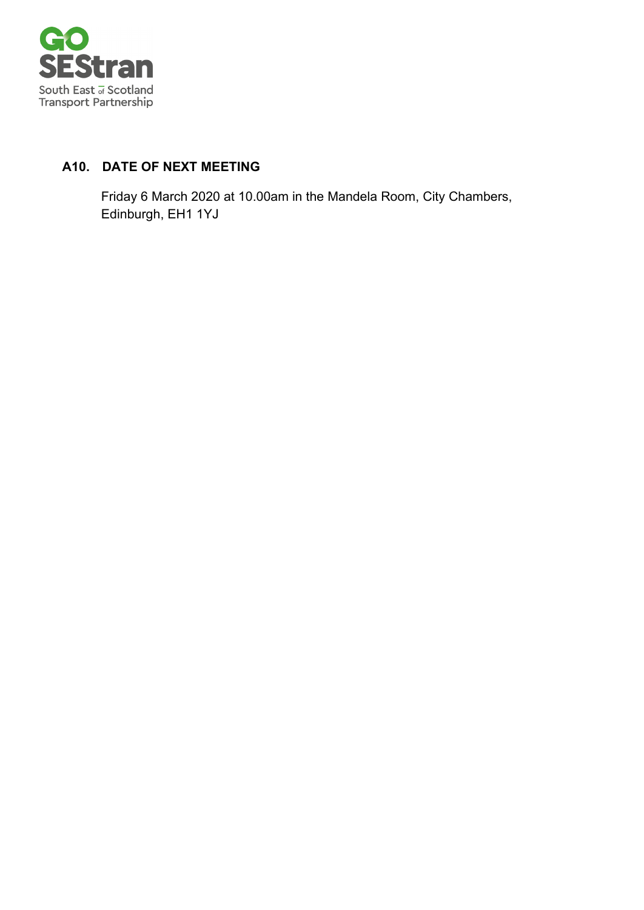## A10. DATE OF NEXT MEETING

Friday 6 March 2020 at 10.00am in the Mandela Room, City Chambers, Edinburgh, EH1 1YJ